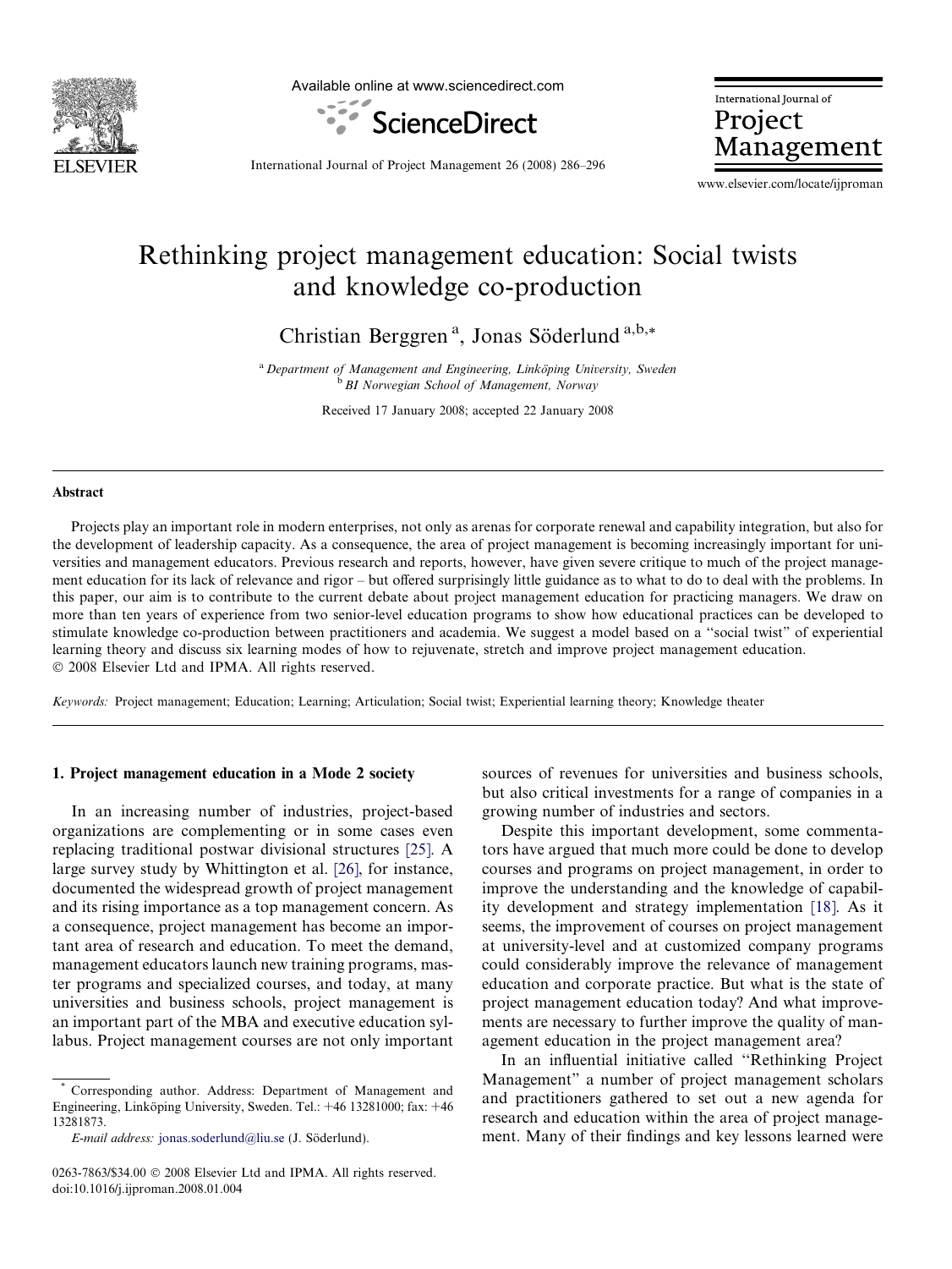# Rethinking project management education: Social twists and knowledge co-production

Christian Berggren [a], Jonas Söderlund [a,b,*]

[a] Department of Management and Engineering, Linköping University, Sweden
[b] BI Norwegian School of Management, Norway

Received 17 January 2008; accepted 22 January 2008

## Abstract

Projects play an important role in modern enterprises, not only as arenas for corporate renewal and capability integration, but also for the development of leadership capacity. As a consequence, the area of project management is becoming increasingly important for universities and management educators. Previous research and reports, however, have given severe critique to much of the project management education for its lack of relevance and rigor – but offered surprisingly little guidance as to what to do to deal with the problems. In this paper, our aim is to contribute to the current debate about project management education for practicing managers. We draw on more than ten years of experience from two senior-level education programs to show how educational practices can be developed to stimulate knowledge co-production between practitioners and academia. We suggest a model based on a "social twist" of experiential learning theory and discuss six learning modes of how to rejuvenate, stretch and improve project management education.
© 2008 Elsevier Ltd and IPMA. All rights reserved.

*Keywords:* Project management; Education; Learning; Articulation; Social twist; Experiential learning theory; Knowledge theater

## 1. Project management education in a Mode 2 society

In an increasing number of industries, project-based organizations are complementing or in some cases even replacing traditional postwar divisional structures [25]. A large survey study by Whittington et al. [26], for instance, documented the widespread growth of project management and its rising importance as a top management concern. As a consequence, project management has become an important area of research and education. To meet the demand, management educators launch new training programs, master programs and specialized courses, and today, at many universities and business schools, project management is an important part of the MBA and executive education syllabus. Project management courses are not only important sources of revenues for universities and business schools, but also critical investments for a range of companies in a growing number of industries and sectors.

Despite this important development, some commentators have argued that much more could be done to develop courses and programs on project management, in order to improve the understanding and the knowledge of capability development and strategy implementation [18]. As it seems, the improvement of courses on project management at university-level and at customized company programs could considerably improve the relevance of management education and corporate practice. But what is the state of project management education today? And what improvements are necessary to further improve the quality of management education in the project management area?

In an influential initiative called "Rethinking Project Management" a number of project management scholars and practitioners gathered to set out a new agenda for research and education within the area of project management. Many of their findings and key lessons learned were

\* Corresponding author. Address: Department of Management and Engineering, Linköping University, Sweden. Tel.: +46 13281000; fax: +46 13281873.

*E-mail address:* jonas.soderlund@liu.se (J. Söderlund).

0263-7863/$34.00 © 2008 Elsevier Ltd and IPMA. All rights reserved.
doi:10.1016/j.ijproman.2008.01.004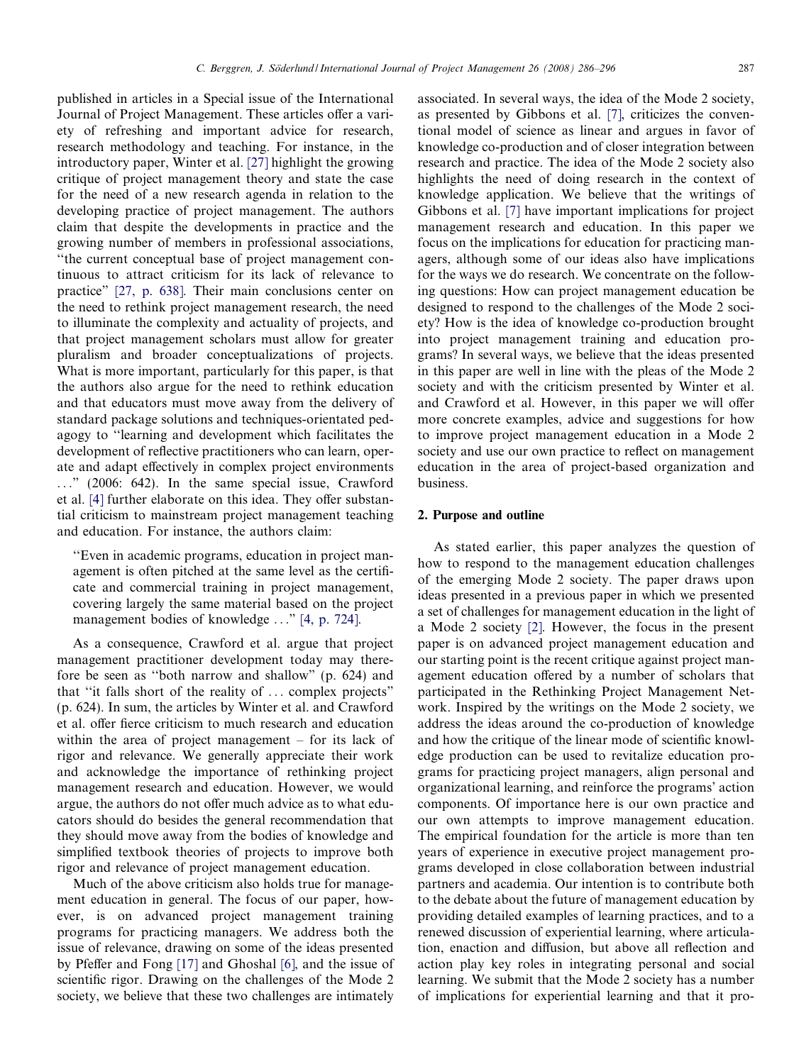published in articles in a Special issue of the International Journal of Project Management. These articles offer a variety of refreshing and important advice for research, research methodology and teaching. For instance, in the introductory paper, Winter et al. [27] highlight the growing critique of project management theory and state the case for the need of a new research agenda in relation to the developing practice of project management. The authors claim that despite the developments in practice and the growing number of members in professional associations, "the current conceptual base of project management continuous to attract criticism for its lack of relevance to practice" [27, p. 638]. Their main conclusions center on the need to rethink project management research, the need to illuminate the complexity and actuality of projects, and that project management scholars must allow for greater pluralism and broader conceptualizations of projects. What is more important, particularly for this paper, is that the authors also argue for the need to rethink education and that educators must move away from the delivery of standard package solutions and techniques-orientated pedagogy to "learning and development which facilitates the development of reflective practitioners who can learn, operate and adapt effectively in complex project environments ..." (2006: 642). In the same special issue, Crawford et al. [4] further elaborate on this idea. They offer substantial criticism to mainstream project management teaching and education. For instance, the authors claim:

> "Even in academic programs, education in project management is often pitched at the same level as the certificate and commercial training in project management, covering largely the same material based on the project management bodies of knowledge ..." [4, p. 724].

As a consequence, Crawford et al. argue that project management practitioner development today may therefore be seen as "both narrow and shallow" (p. 624) and that "it falls short of the reality of ... complex projects" (p. 624). In sum, the articles by Winter et al. and Crawford et al. offer fierce criticism to much research and education within the area of project management – for its lack of rigor and relevance. We generally appreciate their work and acknowledge the importance of rethinking project management research and education. However, we would argue, the authors do not offer much advice as to what educators should do besides the general recommendation that they should move away from the bodies of knowledge and simplified textbook theories of projects to improve both rigor and relevance of project management education.

Much of the above criticism also holds true for management education in general. The focus of our paper, however, is on advanced project management training programs for practicing managers. We address both the issue of relevance, drawing on some of the ideas presented by Pfeffer and Fong [17] and Ghoshal [6], and the issue of scientific rigor. Drawing on the challenges of the Mode 2 society, we believe that these two challenges are intimately associated. In several ways, the idea of the Mode 2 society, as presented by Gibbons et al. [7], criticizes the conventional model of science as linear and argues in favor of knowledge co-production and of closer integration between research and practice. The idea of the Mode 2 society also highlights the need of doing research in the context of knowledge application. We believe that the writings of Gibbons et al. [7] have important implications for project management research and education. In this paper we focus on the implications for education for practicing managers, although some of our ideas also have implications for the ways we do research. We concentrate on the following questions: How can project management education be designed to respond to the challenges of the Mode 2 society? How is the idea of knowledge co-production brought into project management training and education programs? In several ways, we believe that the ideas presented in this paper are well in line with the pleas of the Mode 2 society and with the criticism presented by Winter et al. and Crawford et al. However, in this paper we will offer more concrete examples, advice and suggestions for how to improve project management education in a Mode 2 society and use our own practice to reflect on management education in the area of project-based organization and business.

## 2. Purpose and outline

As stated earlier, this paper analyzes the question of how to respond to the management education challenges of the emerging Mode 2 society. The paper draws upon ideas presented in a previous paper in which we presented a set of challenges for management education in the light of a Mode 2 society [2]. However, the focus in the present paper is on advanced project management education and our starting point is the recent critique against project management education offered by a number of scholars that participated in the Rethinking Project Management Network. Inspired by the writings on the Mode 2 society, we address the ideas around the co-production of knowledge and how the critique of the linear mode of scientific knowledge production can be used to revitalize education programs for practicing project managers, align personal and organizational learning, and reinforce the programs' action components. Of importance here is our own practice and our own attempts to improve management education. The empirical foundation for the article is more than ten years of experience in executive project management programs developed in close collaboration between industrial partners and academia. Our intention is to contribute both to the debate about the future of management education by providing detailed examples of learning practices, and to a renewed discussion of experiential learning, where articulation, enaction and diffusion, but above all reflection and action play key roles in integrating personal and social learning. We submit that the Mode 2 society has a number of implications for experiential learning and that it pro-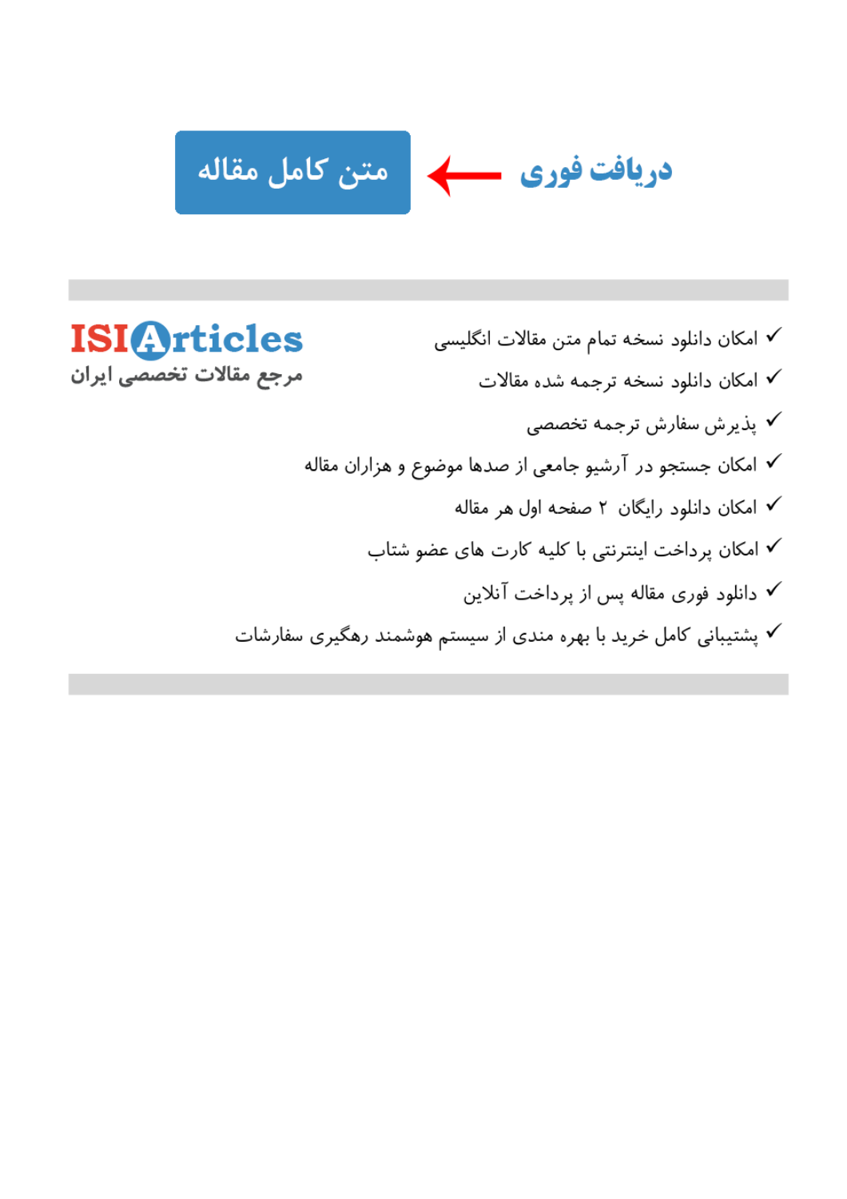دریافت فوری ← **متن کامل مقاله**

**ISIArticles**
مرجع مقالات تخصصی ایران

- ✓ امکان دانلود نسخه تمام متن مقالات انگلیسی
- ✓ امکان دانلود نسخه ترجمه شده مقالات
- ✓ پذیرش سفارش ترجمه تخصصی
- ✓ امکان جستجو در آرشیو جامعی از صدها موضوع و هزاران مقاله
- ✓ امکان دانلود رایگان ۲ صفحه اول هر مقاله
- ✓ امکان پرداخت اینترنتی با کلیه کارت های عضو شتاب
- ✓ دانلود فوری مقاله پس از پرداخت آنلاین
- ✓ پشتیبانی کامل خرید با بهره مندی از سیستم هوشمند رهگیری سفارشات